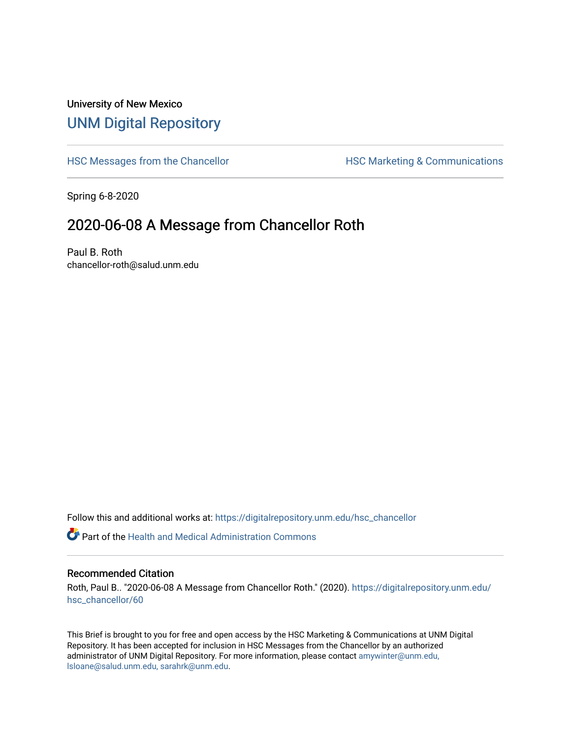University of New Mexico

# UNM Digital Repository

HSC Messages from the Chancellor

HSC Marketing & Communications

Spring 6-8-2020

## 2020-06-08 A Message from Chancellor Roth

Paul B. Roth
chancellor-roth@salud.unm.edu

Follow this and additional works at: https://digitalrepository.unm.edu/hsc_chancellor

Part of the Health and Medical Administration Commons

### Recommended Citation

Roth, Paul B.. "2020-06-08 A Message from Chancellor Roth." (2020). https://digitalrepository.unm.edu/hsc_chancellor/60

This Brief is brought to you for free and open access by the HSC Marketing & Communications at UNM Digital Repository. It has been accepted for inclusion in HSC Messages from the Chancellor by an authorized administrator of UNM Digital Repository. For more information, please contact amywinter@unm.edu, lsloane@salud.unm.edu, sarahrk@unm.edu.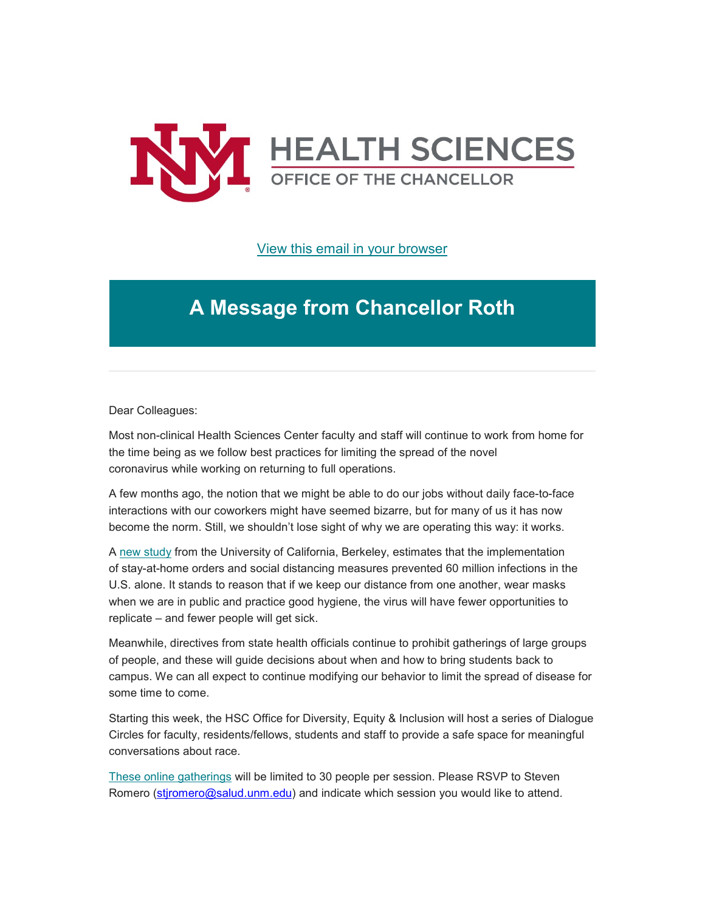HEALTH SCIENCES

OFFICE OF THE CHANCELLOR

View this email in your browser

# A Message from Chancellor Roth

Dear Colleagues:

Most non-clinical Health Sciences Center faculty and staff will continue to work from home for the time being as we follow best practices for limiting the spread of the novel coronavirus while working on returning to full operations.

A few months ago, the notion that we might be able to do our jobs without daily face-to-face interactions with our coworkers might have seemed bizarre, but for many of us it has now become the norm. Still, we shouldn't lose sight of why we are operating this way: it works.

A new study from the University of California, Berkeley, estimates that the implementation of stay-at-home orders and social distancing measures prevented 60 million infections in the U.S. alone. It stands to reason that if we keep our distance from one another, wear masks when we are in public and practice good hygiene, the virus will have fewer opportunities to replicate – and fewer people will get sick.

Meanwhile, directives from state health officials continue to prohibit gatherings of large groups of people, and these will guide decisions about when and how to bring students back to campus. We can all expect to continue modifying our behavior to limit the spread of disease for some time to come.

Starting this week, the HSC Office for Diversity, Equity & Inclusion will host a series of Dialogue Circles for faculty, residents/fellows, students and staff to provide a safe space for meaningful conversations about race.

These online gatherings will be limited to 30 people per session. Please RSVP to Steven Romero (stjromero@salud.unm.edu) and indicate which session you would like to attend.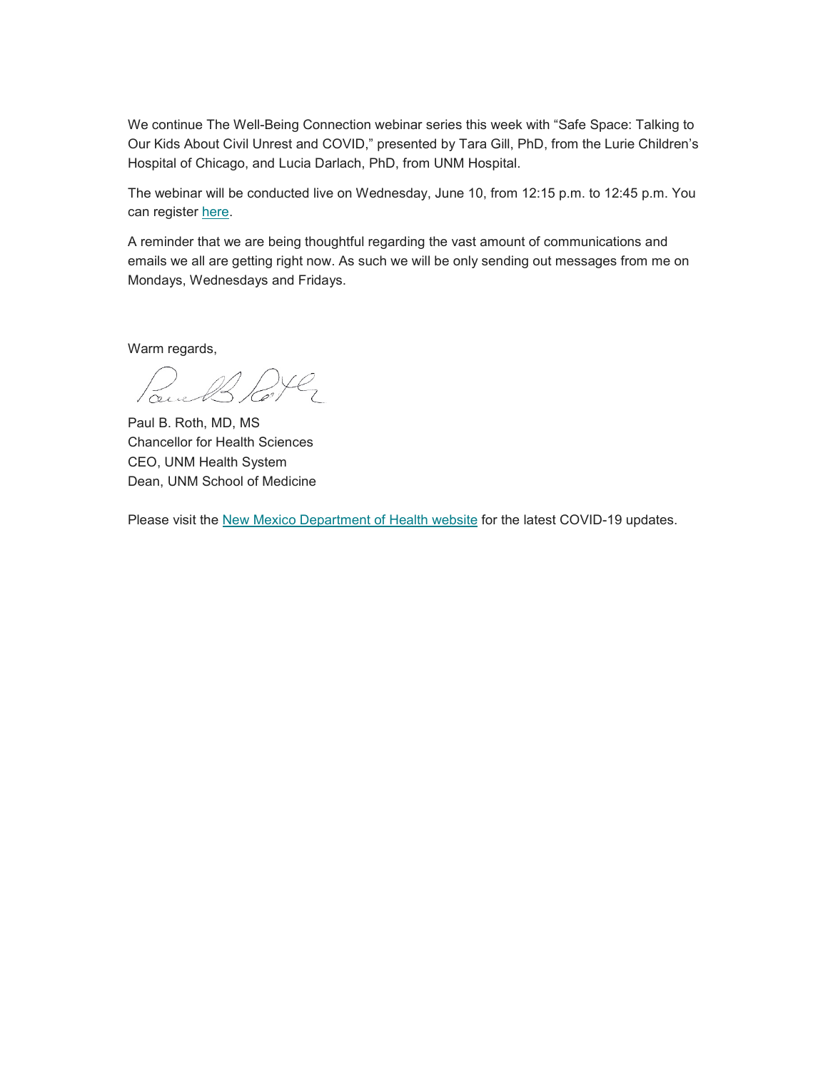We continue The Well-Being Connection webinar series this week with “Safe Space: Talking to Our Kids About Civil Unrest and COVID,” presented by Tara Gill, PhD, from the Lurie Children’s Hospital of Chicago, and Lucia Darlach, PhD, from UNM Hospital.

The webinar will be conducted live on Wednesday, June 10, from 12:15 p.m. to 12:45 p.m. You can register here.

A reminder that we are being thoughtful regarding the vast amount of communications and emails we all are getting right now. As such we will be only sending out messages from me on Mondays, Wednesdays and Fridays.

Warm regards,

Paul B. Roth, MD, MS
Chancellor for Health Sciences
CEO, UNM Health System
Dean, UNM School of Medicine

Please visit the New Mexico Department of Health website for the latest COVID-19 updates.